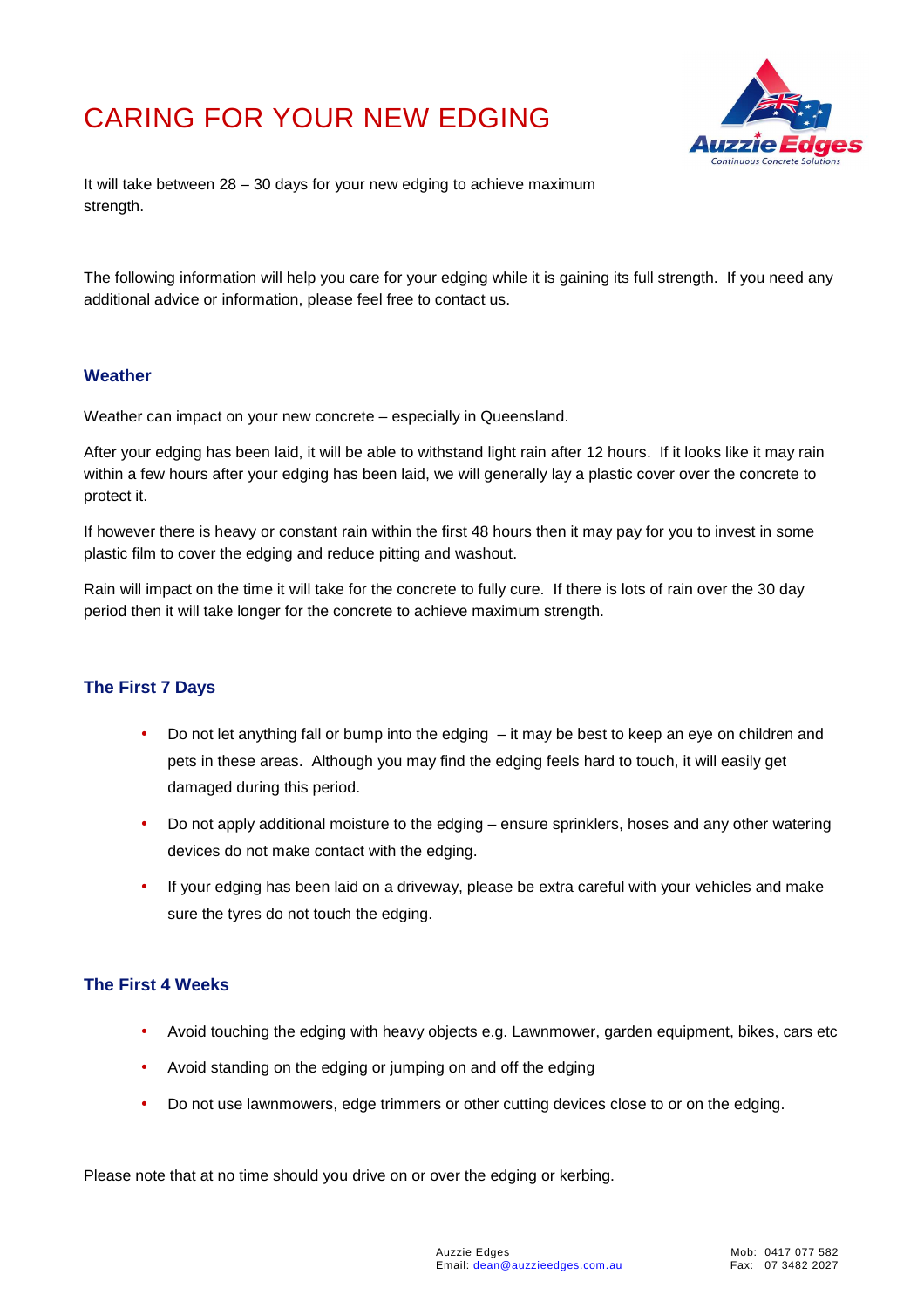# CARING FOR YOUR NEW EDGING

It will take between 28 – 30 days for your new edging to achieve maximum strength.

The following information will help you care for your edging while it is gaining its full strength. If you need any additional advice or information, please feel free to contact us.

### Weather

Weather can impact on your new concrete – especially in Queensland.

After your edging has been laid, it will be able to withstand light rain after 12 hours. If it looks like it may rain within a few hours after your edging has been laid, we will generally lay a plastic cover over the concrete to protect it.

If however there is heavy or constant rain within the first 48 hours then it may pay for you to invest in some plastic film to cover the edging and reduce pitting and washout.

Rain will impact on the time it will take for the concrete to fully cure. If there is lots of rain over the 30 day period then it will take longer for the concrete to achieve maximum strength.

### The First 7 Days

- Do not let anything fall or bump into the edging – it may be best to keep an eye on children and pets in these areas. Although you may find the edging feels hard to touch, it will easily get damaged during this period.
- Do not apply additional moisture to the edging – ensure sprinklers, hoses and any other watering devices do not make contact with the edging.
- If your edging has been laid on a driveway, please be extra careful with your vehicles and make sure the tyres do not touch the edging.

### The First 4 Weeks

- Avoid touching the edging with heavy objects e.g. Lawnmower, garden equipment, bikes, cars etc
- Avoid standing on the edging or jumping on and off the edging
- Do not use lawnmowers, edge trimmers or other cutting devices close to or on the edging.

Please note that at no time should you drive on or over the edging or kerbing.

Auzzie Edges
Email: dean@auzzieedges.com.au

Mob: 0417 077 582
Fax: 07 3482 2027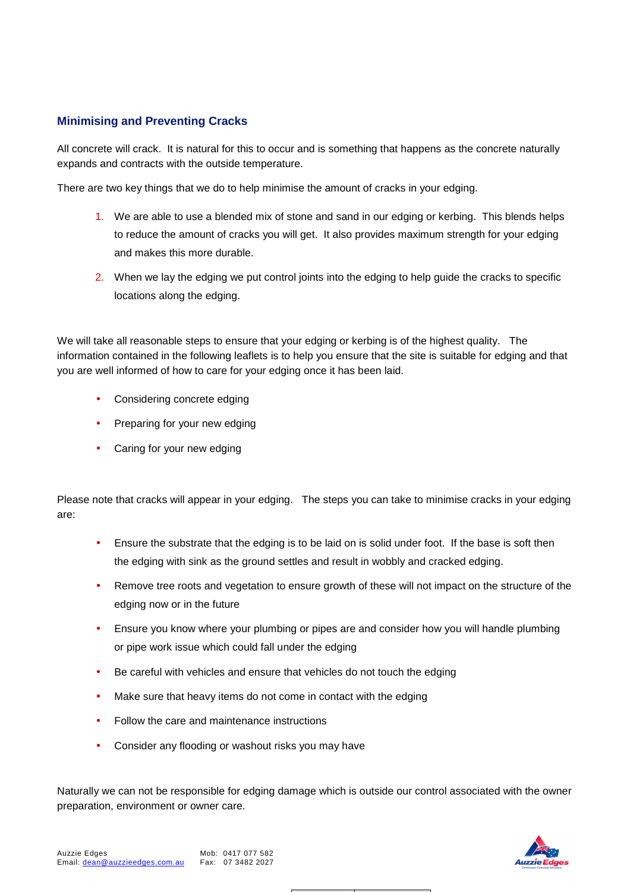## Minimising and Preventing Cracks

All concrete will crack. It is natural for this to occur and is something that happens as the concrete naturally expands and contracts with the outside temperature.

There are two key things that we do to help minimise the amount of cracks in your edging.

1. We are able to use a blended mix of stone and sand in our edging or kerbing. This blends helps to reduce the amount of cracks you will get. It also provides maximum strength for your edging and makes this more durable.
2. When we lay the edging we put control joints into the edging to help guide the cracks to specific locations along the edging.

We will take all reasonable steps to ensure that your edging or kerbing is of the highest quality. The information contained in the following leaflets is to help you ensure that the site is suitable for edging and that you are well informed of how to care for your edging once it has been laid.

- Considering concrete edging
- Preparing for your new edging
- Caring for your new edging

Please note that cracks will appear in your edging. The steps you can take to minimise cracks in your edging are:

- Ensure the substrate that the edging is to be laid on is solid under foot. If the base is soft then the edging with sink as the ground settles and result in wobbly and cracked edging.
- Remove tree roots and vegetation to ensure growth of these will not impact on the structure of the edging now or in the future
- Ensure you know where your plumbing or pipes are and consider how you will handle plumbing or pipe work issue which could fall under the edging
- Be careful with vehicles and ensure that vehicles do not touch the edging
- Make sure that heavy items do not come in contact with the edging
- Follow the care and maintenance instructions
- Consider any flooding or washout risks you may have

Naturally we can not be responsible for edging damage which is outside our control associated with the owner preparation, environment or owner care.

Auzzie Edges
Email: dean@auzzieedges.com.au

Mob: 0417 077 582
Fax: 07 3482 2027